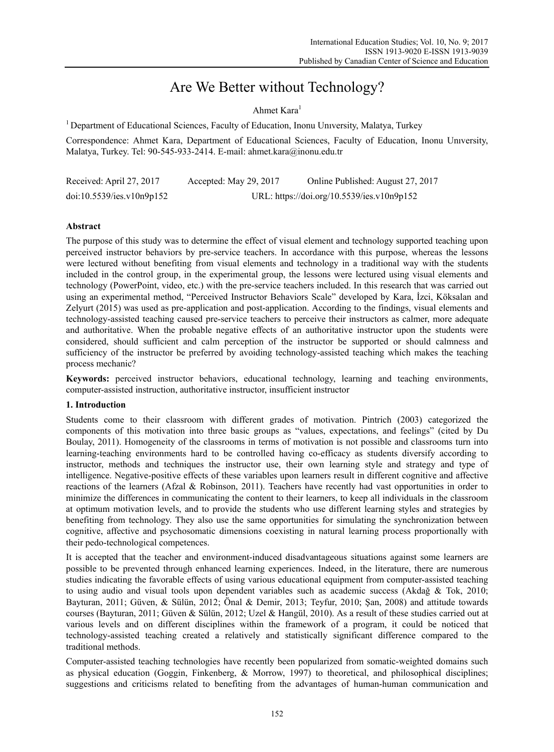# Are We Better without Technology?

Ahmet Kara[1]

[1] Department of Educational Sciences, Faculty of Education, Inonu Unıversity, Malatya, Turkey

Correspondence: Ahmet Kara, Department of Educational Sciences, Faculty of Education, Inonu Unıversity, Malatya, Turkey. Tel: 90-545-933-2414. E-mail: ahmet.kara@inonu.edu.tr

Received: April 27, 2017 Accepted: May 29, 2017 Online Published: August 27, 2017

doi:10.5539/ies.v10n9p152 URL: https://doi.org/10.5539/ies.v10n9p152

## Abstract

The purpose of this study was to determine the effect of visual element and technology supported teaching upon perceived instructor behaviors by pre-service teachers. In accordance with this purpose, whereas the lessons were lectured without benefiting from visual elements and technology in a traditional way with the students included in the control group, in the experimental group, the lessons were lectured using visual elements and technology (PowerPoint, video, etc.) with the pre-service teachers included. In this research that was carried out using an experimental method, "Perceived Instructor Behaviors Scale" developed by Kara, İzci, Köksalan and Zelyurt (2015) was used as pre-application and post-application. According to the findings, visual elements and technology-assisted teaching caused pre-service teachers to perceive their instructors as calmer, more adequate and authoritative. When the probable negative effects of an authoritative instructor upon the students were considered, should sufficient and calm perception of the instructor be supported or should calmness and sufficiency of the instructor be preferred by avoiding technology-assisted teaching which makes the teaching process mechanic?

**Keywords:** perceived instructor behaviors, educational technology, learning and teaching environments, computer-assisted instruction, authoritative instructor, insufficient instructor

## 1. Introduction

Students come to their classroom with different grades of motivation. Pintrich (2003) categorized the components of this motivation into three basic groups as "values, expectations, and feelings" (cited by Du Boulay, 2011). Homogeneity of the classrooms in terms of motivation is not possible and classrooms turn into learning-teaching environments hard to be controlled having co-efficacy as students diversify according to instructor, methods and techniques the instructor use, their own learning style and strategy and type of intelligence. Negative-positive effects of these variables upon learners result in different cognitive and affective reactions of the learners (Afzal & Robinson, 2011). Teachers have recently had vast opportunities in order to minimize the differences in communicating the content to their learners, to keep all individuals in the classroom at optimum motivation levels, and to provide the students who use different learning styles and strategies by benefiting from technology. They also use the same opportunities for simulating the synchronization between cognitive, affective and psychosomatic dimensions coexisting in natural learning process proportionally with their pedo-technological competences.

It is accepted that the teacher and environment-induced disadvantageous situations against some learners are possible to be prevented through enhanced learning experiences. Indeed, in the literature, there are numerous studies indicating the favorable effects of using various educational equipment from computer-assisted teaching to using audio and visual tools upon dependent variables such as academic success (Akdağ & Tok, 2010; Bayturan, 2011; Güven, & Sülün, 2012; Önal & Demir, 2013; Teyfur, 2010; Şan, 2008) and attitude towards courses (Bayturan, 2011; Güven & Sülün, 2012; Uzel & Hangül, 2010). As a result of these studies carried out at various levels and on different disciplines within the framework of a program, it could be noticed that technology-assisted teaching created a relatively and statistically significant difference compared to the traditional methods.

Computer-assisted teaching technologies have recently been popularized from somatic-weighted domains such as physical education (Goggin, Finkenberg, & Morrow, 1997) to theoretical, and philosophical disciplines; suggestions and criticisms related to benefiting from the advantages of human-human communication and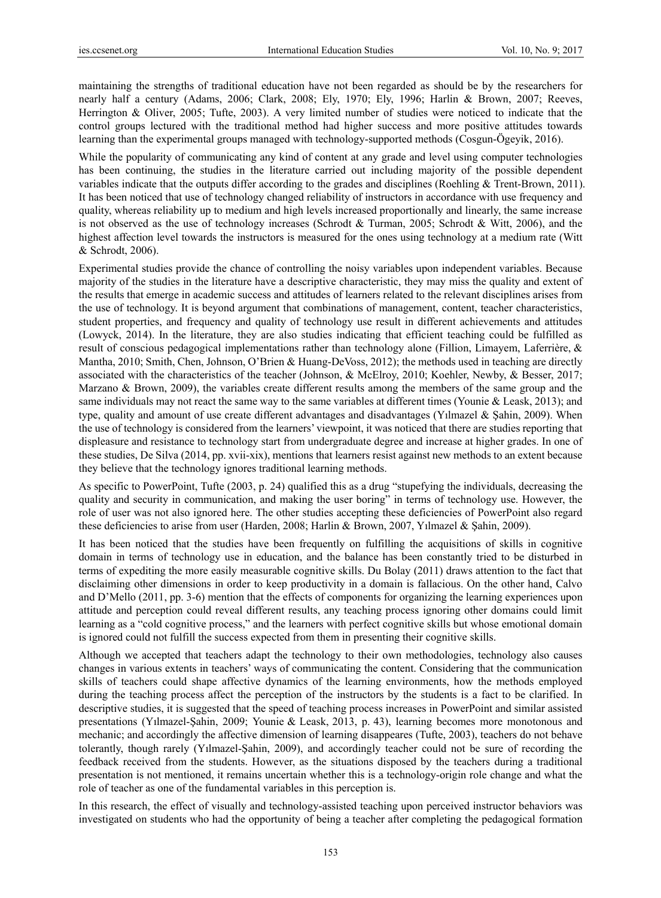maintaining the strengths of traditional education have not been regarded as should be by the researchers for nearly half a century (Adams, 2006; Clark, 2008; Ely, 1970; Ely, 1996; Harlin & Brown, 2007; Reeves, Herrington & Oliver, 2005; Tufte, 2003). A very limited number of studies were noticed to indicate that the control groups lectured with the traditional method had higher success and more positive attitudes towards learning than the experimental groups managed with technology-supported methods (Cosgun-Ögeyik, 2016).

While the popularity of communicating any kind of content at any grade and level using computer technologies has been continuing, the studies in the literature carried out including majority of the possible dependent variables indicate that the outputs differ according to the grades and disciplines (Roehling & Trent-Brown, 2011). It has been noticed that use of technology changed reliability of instructors in accordance with use frequency and quality, whereas reliability up to medium and high levels increased proportionally and linearly, the same increase is not observed as the use of technology increases (Schrodt & Turman, 2005; Schrodt & Witt, 2006), and the highest affection level towards the instructors is measured for the ones using technology at a medium rate (Witt & Schrodt, 2006).

Experimental studies provide the chance of controlling the noisy variables upon independent variables. Because majority of the studies in the literature have a descriptive characteristic, they may miss the quality and extent of the results that emerge in academic success and attitudes of learners related to the relevant disciplines arises from the use of technology. It is beyond argument that combinations of management, content, teacher characteristics, student properties, and frequency and quality of technology use result in different achievements and attitudes (Lowyck, 2014). In the literature, they are also studies indicating that efficient teaching could be fulfilled as result of conscious pedagogical implementations rather than technology alone (Fillion, Limayem, Laferrière, & Mantha, 2010; Smith, Chen, Johnson, O'Brien & Huang-DeVoss, 2012); the methods used in teaching are directly associated with the characteristics of the teacher (Johnson, & McElroy, 2010; Koehler, Newby, & Besser, 2017; Marzano & Brown, 2009), the variables create different results among the members of the same group and the same individuals may not react the same way to the same variables at different times (Younie & Leask, 2013); and type, quality and amount of use create different advantages and disadvantages (Yılmazel & Şahin, 2009). When the use of technology is considered from the learners' viewpoint, it was noticed that there are studies reporting that displeasure and resistance to technology start from undergraduate degree and increase at higher grades. In one of these studies, De Silva (2014, pp. xvii-xix), mentions that learners resist against new methods to an extent because they believe that the technology ignores traditional learning methods.

As specific to PowerPoint, Tufte (2003, p. 24) qualified this as a drug "stupefying the individuals, decreasing the quality and security in communication, and making the user boring" in terms of technology use. However, the role of user was not also ignored here. The other studies accepting these deficiencies of PowerPoint also regard these deficiencies to arise from user (Harden, 2008; Harlin & Brown, 2007, Yılmazel & Şahin, 2009).

It has been noticed that the studies have been frequently on fulfilling the acquisitions of skills in cognitive domain in terms of technology use in education, and the balance has been constantly tried to be disturbed in terms of expediting the more easily measurable cognitive skills. Du Bolay (2011) draws attention to the fact that disclaiming other dimensions in order to keep productivity in a domain is fallacious. On the other hand, Calvo and D'Mello (2011, pp. 3-6) mention that the effects of components for organizing the learning experiences upon attitude and perception could reveal different results, any teaching process ignoring other domains could limit learning as a "cold cognitive process," and the learners with perfect cognitive skills but whose emotional domain is ignored could not fulfill the success expected from them in presenting their cognitive skills.

Although we accepted that teachers adapt the technology to their own methodologies, technology also causes changes in various extents in teachers' ways of communicating the content. Considering that the communication skills of teachers could shape affective dynamics of the learning environments, how the methods employed during the teaching process affect the perception of the instructors by the students is a fact to be clarified. In descriptive studies, it is suggested that the speed of teaching process increases in PowerPoint and similar assisted presentations (Yılmazel-Şahin, 2009; Younie & Leask, 2013, p. 43), learning becomes more monotonous and mechanic; and accordingly the affective dimension of learning disappeares (Tufte, 2003), teachers do not behave tolerantly, though rarely (Yılmazel-Şahin, 2009), and accordingly teacher could not be sure of recording the feedback received from the students. However, as the situations disposed by the teachers during a traditional presentation is not mentioned, it remains uncertain whether this is a technology-origin role change and what the role of teacher as one of the fundamental variables in this perception is.

In this research, the effect of visually and technology-assisted teaching upon perceived instructor behaviors was investigated on students who had the opportunity of being a teacher after completing the pedagogical formation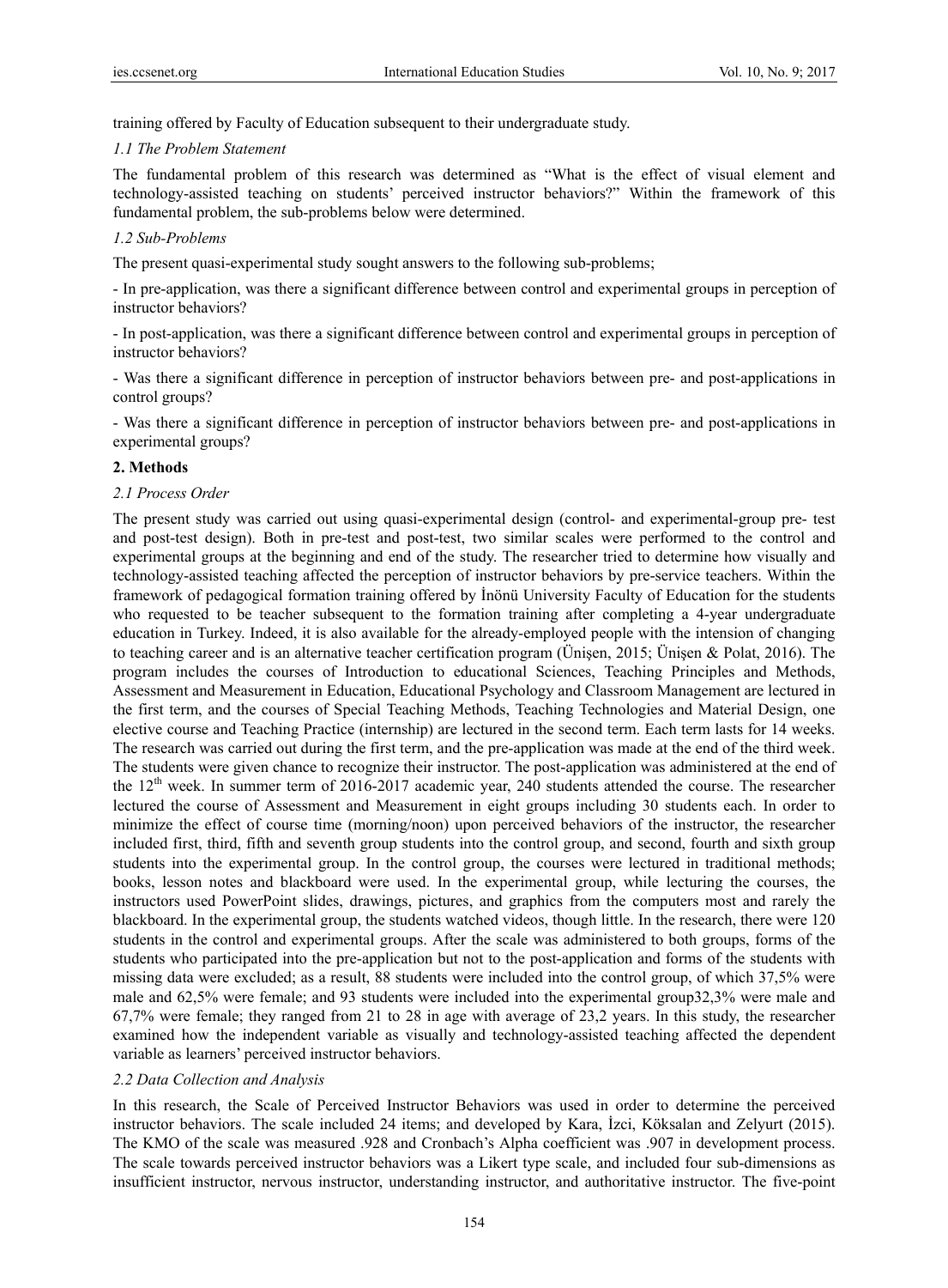training offered by Faculty of Education subsequent to their undergraduate study.

### *1.1 The Problem Statement*

The fundamental problem of this research was determined as "What is the effect of visual element and technology-assisted teaching on students' perceived instructor behaviors?" Within the framework of this fundamental problem, the sub-problems below were determined.

### *1.2 Sub-Problems*

The present quasi-experimental study sought answers to the following sub-problems;

- In pre-application, was there a significant difference between control and experimental groups in perception of instructor behaviors?

- In post-application, was there a significant difference between control and experimental groups in perception of instructor behaviors?

- Was there a significant difference in perception of instructor behaviors between pre- and post-applications in control groups?

- Was there a significant difference in perception of instructor behaviors between pre- and post-applications in experimental groups?

## **2. Methods**

### *2.1 Process Order*

The present study was carried out using quasi-experimental design (control- and experimental-group pre- test and post-test design). Both in pre-test and post-test, two similar scales were performed to the control and experimental groups at the beginning and end of the study. The researcher tried to determine how visually and technology-assisted teaching affected the perception of instructor behaviors by pre-service teachers. Within the framework of pedagogical formation training offered by İnönü University Faculty of Education for the students who requested to be teacher subsequent to the formation training after completing a 4-year undergraduate education in Turkey. Indeed, it is also available for the already-employed people with the intension of changing to teaching career and is an alternative teacher certification program (Ünişen, 2015; Ünişen & Polat, 2016). The program includes the courses of Introduction to educational Sciences, Teaching Principles and Methods, Assessment and Measurement in Education, Educational Psychology and Classroom Management are lectured in the first term, and the courses of Special Teaching Methods, Teaching Technologies and Material Design, one elective course and Teaching Practice (internship) are lectured in the second term. Each term lasts for 14 weeks. The research was carried out during the first term, and the pre-application was made at the end of the third week. The students were given chance to recognize their instructor. The post-application was administered at the end of the 12th week. In summer term of 2016-2017 academic year, 240 students attended the course. The researcher lectured the course of Assessment and Measurement in eight groups including 30 students each. In order to minimize the effect of course time (morning/noon) upon perceived behaviors of the instructor, the researcher included first, third, fifth and seventh group students into the control group, and second, fourth and sixth group students into the experimental group. In the control group, the courses were lectured in traditional methods; books, lesson notes and blackboard were used. In the experimental group, while lecturing the courses, the instructors used PowerPoint slides, drawings, pictures, and graphics from the computers most and rarely the blackboard. In the experimental group, the students watched videos, though little. In the research, there were 120 students in the control and experimental groups. After the scale was administered to both groups, forms of the students who participated into the pre-application but not to the post-application and forms of the students with missing data were excluded; as a result, 88 students were included into the control group, of which 37,5% were male and 62,5% were female; and 93 students were included into the experimental group32,3% were male and 67,7% were female; they ranged from 21 to 28 in age with average of 23,2 years. In this study, the researcher examined how the independent variable as visually and technology-assisted teaching affected the dependent variable as learners' perceived instructor behaviors.

### *2.2 Data Collection and Analysis*

In this research, the Scale of Perceived Instructor Behaviors was used in order to determine the perceived instructor behaviors. The scale included 24 items; and developed by Kara, İzci, Köksalan and Zelyurt (2015). The KMO of the scale was measured .928 and Cronbach's Alpha coefficient was .907 in development process. The scale towards perceived instructor behaviors was a Likert type scale, and included four sub-dimensions as insufficient instructor, nervous instructor, understanding instructor, and authoritative instructor. The five-point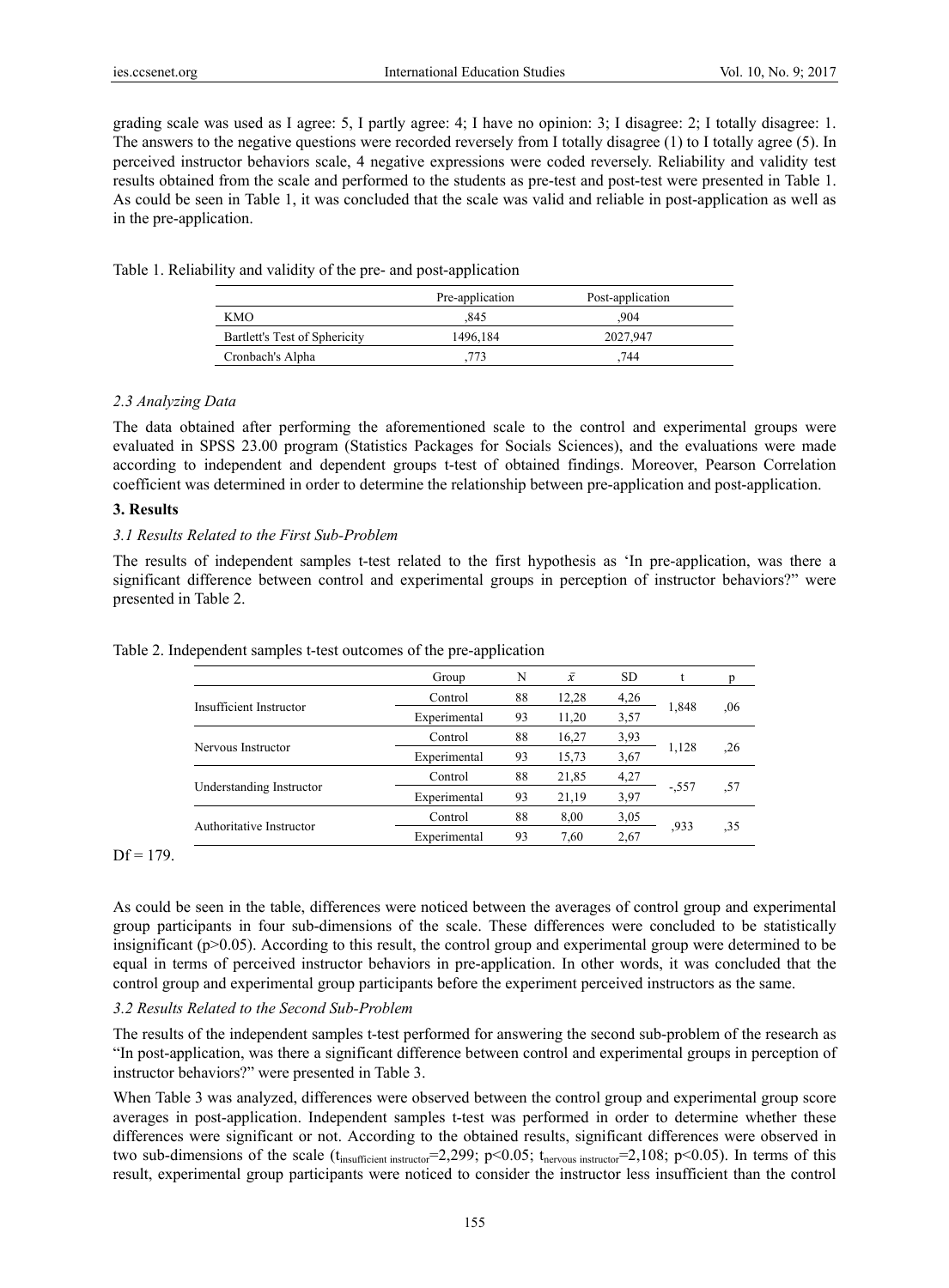grading scale was used as I agree: 5, I partly agree: 4; I have no opinion: 3; I disagree: 2; I totally disagree: 1. The answers to the negative questions were recorded reversely from I totally disagree (1) to I totally agree (5). In perceived instructor behaviors scale, 4 negative expressions were coded reversely. Reliability and validity test results obtained from the scale and performed to the students as pre-test and post-test were presented in Table 1. As could be seen in Table 1, it was concluded that the scale was valid and reliable in post-application as well as in the pre-application.

Table 1. Reliability and validity of the pre- and post-application

| | Pre-application | Post-application |
|---|---|---|
| KMO | ,845 | ,904 |
| Bartlett's Test of Sphericity | 1496,184 | 2027,947 |
| Cronbach's Alpha | ,773 | ,744 |

### *2.3 Analyzing Data*

The data obtained after performing the aforementioned scale to the control and experimental groups were evaluated in SPSS 23.00 program (Statistics Packages for Socials Sciences), and the evaluations were made according to independent and dependent groups t-test of obtained findings. Moreover, Pearson Correlation coefficient was determined in order to determine the relationship between pre-application and post-application.

## **3. Results**

### *3.1 Results Related to the First Sub-Problem*

The results of independent samples t-test related to the first hypothesis as 'In pre-application, was there a significant difference between control and experimental groups in perception of instructor behaviors?" were presented in Table 2.

Table 2. Independent samples t-test outcomes of the pre-application

| | Group | N | $\bar{x}$ | SD | t | p |
|---|---|---|---|---|---|---|
| Insufficient Instructor | Control | 88 | 12,28 | 4,26 | 1,848 | ,06 |
| | Experimental | 93 | 11,20 | 3,57 | | |
| Nervous Instructor | Control | 88 | 16,27 | 3,93 | 1,128 | ,26 |
| | Experimental | 93 | 15,73 | 3,67 | | |
| Understanding Instructor | Control | 88 | 21,85 | 4,27 | -,557 | ,57 |
| | Experimental | 93 | 21,19 | 3,97 | | |
| Authoritative Instructor | Control | 88 | 8,00 | 3,05 | ,933 | ,35 |
| | Experimental | 93 | 7,60 | 2,67 | | |

Df = 179.

As could be seen in the table, differences were noticed between the averages of control group and experimental group participants in four sub-dimensions of the scale. These differences were concluded to be statistically insignificant ($p>0.05$). According to this result, the control group and experimental group were determined to be equal in terms of perceived instructor behaviors in pre-application. In other words, it was concluded that the control group and experimental group participants before the experiment perceived instructors as the same.

### *3.2 Results Related to the Second Sub-Problem*

The results of the independent samples t-test performed for answering the second sub-problem of the research as "In post-application, was there a significant difference between control and experimental groups in perception of instructor behaviors?" were presented in Table 3.

When Table 3 was analyzed, differences were observed between the control group and experimental group score averages in post-application. Independent samples t-test was performed in order to determine whether these differences were significant or not. According to the obtained results, significant differences were observed in two sub-dimensions of the scale ($t_{\text{insufficient instructor}}=2{,}299$; $p<0.05$; $t_{\text{nervous instructor}}=2{,}108$; $p<0.05$). In terms of this result, experimental group participants were noticed to consider the instructor less insufficient than the control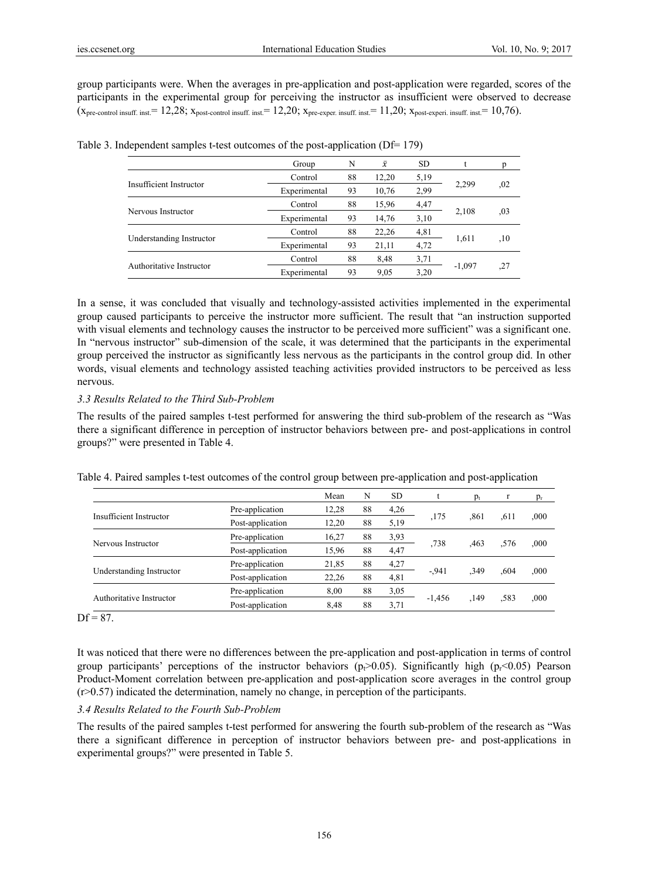group participants were. When the averages in pre-application and post-application were regarded, scores of the participants in the experimental group for perceiving the instructor as insufficient were observed to decrease ($x_{pre\text{-}control\ insuff.\ inst.}$= 12,28; $x_{post\text{-}control\ insuff.\ inst.}$= 12,20; $x_{pre\text{-}exper.\ insuff.\ inst.}$= 11,20; $x_{post\text{-}experi.\ insuff.\ inst.}$= 10,76).

Table 3. Independent samples t-test outcomes of the post-application (Df= 179)

| | Group | N | $\bar{x}$ | SD | t | p |
|---|---|---|---|---|---|---|
| Insufficient Instructor | Control | 88 | 12,20 | 5,19 | 2,299 | ,02 |
| | Experimental | 93 | 10,76 | 2,99 | | |
| Nervous Instructor | Control | 88 | 15,96 | 4,47 | 2,108 | ,03 |
| | Experimental | 93 | 14,76 | 3,10 | | |
| Understanding Instructor | Control | 88 | 22,26 | 4,81 | 1,611 | ,10 |
| | Experimental | 93 | 21,11 | 4,72 | | |
| Authoritative Instructor | Control | 88 | 8,48 | 3,71 | -1,097 | ,27 |
| | Experimental | 93 | 9,05 | 3,20 | | |

In a sense, it was concluded that visually and technology-assisted activities implemented in the experimental group caused participants to perceive the instructor more sufficient. The result that "an instruction supported with visual elements and technology causes the instructor to be perceived more sufficient" was a significant one. In "nervous instructor" sub-dimension of the scale, it was determined that the participants in the experimental group perceived the instructor as significantly less nervous as the participants in the control group did. In other words, visual elements and technology assisted teaching activities provided instructors to be perceived as less nervous.

### *3.3 Results Related to the Third Sub-Problem*

The results of the paired samples t-test performed for answering the third sub-problem of the research as "Was there a significant difference in perception of instructor behaviors between pre- and post-applications in control groups?" were presented in Table 4.

Table 4. Paired samples t-test outcomes of the control group between pre-application and post-application

| | | Mean | N | SD | t | $p_t$ | r | $p_r$ |
|---|---|---|---|---|---|---|---|---|
| Insufficient Instructor | Pre-application | 12,28 | 88 | 4,26 | ,175 | ,861 | ,611 | ,000 |
| | Post-application | 12,20 | 88 | 5,19 | | | | |
| Nervous Instructor | Pre-application | 16,27 | 88 | 3,93 | ,738 | ,463 | ,576 | ,000 |
| | Post-application | 15,96 | 88 | 4,47 | | | | |
| Understanding Instructor | Pre-application | 21,85 | 88 | 4,27 | -,941 | ,349 | ,604 | ,000 |
| | Post-application | 22,26 | 88 | 4,81 | | | | |
| Authoritative Instructor | Pre-application | 8,00 | 88 | 3,05 | -1,456 | ,149 | ,583 | ,000 |
| | Post-application | 8,48 | 88 | 3,71 | | | | |

Df = 87.

It was noticed that there were no differences between the pre-application and post-application in terms of control group participants' perceptions of the instructor behaviors ($p_t$>0.05). Significantly high ($p_r$<0.05) Pearson Product-Moment correlation between pre-application and post-application score averages in the control group (r>0.57) indicated the determination, namely no change, in perception of the participants.

### *3.4 Results Related to the Fourth Sub-Problem*

The results of the paired samples t-test performed for answering the fourth sub-problem of the research as "Was there a significant difference in perception of instructor behaviors between pre- and post-applications in experimental groups?" were presented in Table 5.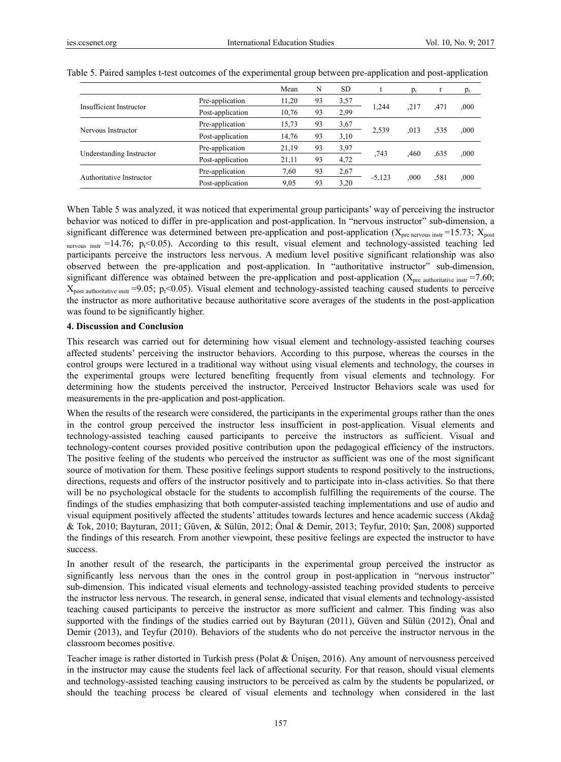Table 5. Paired samples t-test outcomes of the experimental group between pre-application and post-application

| | | Mean | N | SD | t | $p_t$ | r | $p_r$ |
|---|---|---|---|---|---|---|---|---|
| Insufficient Instructor | Pre-application | 11,20 | 93 | 3,57 | 1,244 | ,217 | ,471 | ,000 |
| | Post-application | 10,76 | 93 | 2,99 | | | | |
| Nervous Instructor | Pre-application | 15,73 | 93 | 3,67 | 2,539 | ,013 | ,535 | ,000 |
| | Post-application | 14,76 | 93 | 3,10 | | | | |
| Understanding Instructor | Pre-application | 21,19 | 93 | 3,97 | ,743 | ,460 | ,635 | ,000 |
| | Post-application | 21,11 | 93 | 4,72 | | | | |
| Authoritative Instructor | Pre-application | 7,60 | 93 | 2,67 | -5,123 | ,000 | ,581 | ,000 |
| | Post-application | 9,05 | 93 | 3,20 | | | | |

When Table 5 was analyzed, it was noticed that experimental group participants' way of perceiving the instructor behavior was noticed to differ in pre-application and post-application. In "nervous instructor" sub-dimension, a significant difference was determined between pre-application and post-application ($X_{pre\ nervous\ instr}$=15.73; $X_{post\ nervous\ instr}$=14.76; $p_t$<0.05). According to this result, visual element and technology-assisted teaching led participants perceive the instructors less nervous. A medium level positive significant relationship was also observed between the pre-application and post-application. In "authoritative instructor" sub-dimension, significant difference was obtained between the pre-application and post-application ($X_{pre\ authoritative\ instr}$=7.60; $X_{post\ authoritative\ instr}$=9.05; $p_t$<0.05). Visual element and technology-assisted teaching caused students to perceive the instructor as more authoritative because authoritative score averages of the students in the post-application was found to be significantly higher.

**4. Discussion and Conclusion**

This research was carried out for determining how visual element and technology-assisted teaching courses affected students' perceiving the instructor behaviors. According to this purpose, whereas the courses in the control groups were lectured in a traditional way without using visual elements and technology, the courses in the experimental groups were lectured benefiting frequently from visual elements and technology. For determining how the students perceived the instructor, Perceived Instructor Behaviors scale was used for measurements in the pre-application and post-application.

When the results of the research were considered, the participants in the experimental groups rather than the ones in the control group perceived the instructor less insufficient in post-application. Visual elements and technology-assisted teaching caused participants to perceive the instructors as sufficient. Visual and technology-content courses provided positive contribution upon the pedagogical efficiency of the instructors. The positive feeling of the students who perceived the instructor as sufficient was one of the most significant source of motivation for them. These positive feelings support students to respond positively to the instructions, directions, requests and offers of the instructor positively and to participate into in-class activities. So that there will be no psychological obstacle for the students to accomplish fulfilling the requirements of the course. The findings of the studies emphasizing that both computer-assisted teaching implementations and use of audio and visual equipment positively affected the students' attitudes towards lectures and hence academic success (Akdağ & Tok, 2010; Bayturan, 2011; Güven, & Sülün, 2012; Önal & Demir, 2013; Teyfur, 2010; Şan, 2008) supported the findings of this research. From another viewpoint, these positive feelings are expected the instructor to have success.

In another result of the research, the participants in the experimental group perceived the instructor as significantly less nervous than the ones in the control group in post-application in "nervous instructor" sub-dimension. This indicated visual elements and technology-assisted teaching provided students to perceive the instructor less nervous. The research, in general sense, indicated that visual elements and technology-assisted teaching caused participants to perceive the instructor as more sufficient and calmer. This finding was also supported with the findings of the studies carried out by Bayturan (2011), Güven and Sülün (2012), Önal and Demir (2013), and Teyfur (2010). Behaviors of the students who do not perceive the instructor nervous in the classroom becomes positive.

Teacher image is rather distorted in Turkish press (Polat & Ünişen, 2016). Any amount of nervousness perceived in the instructor may cause the students feel lack of affectional security. For that reason, should visual elements and technology-assisted teaching causing instructors to be perceived as calm by the students be popularized, or should the teaching process be cleared of visual elements and technology when considered in the last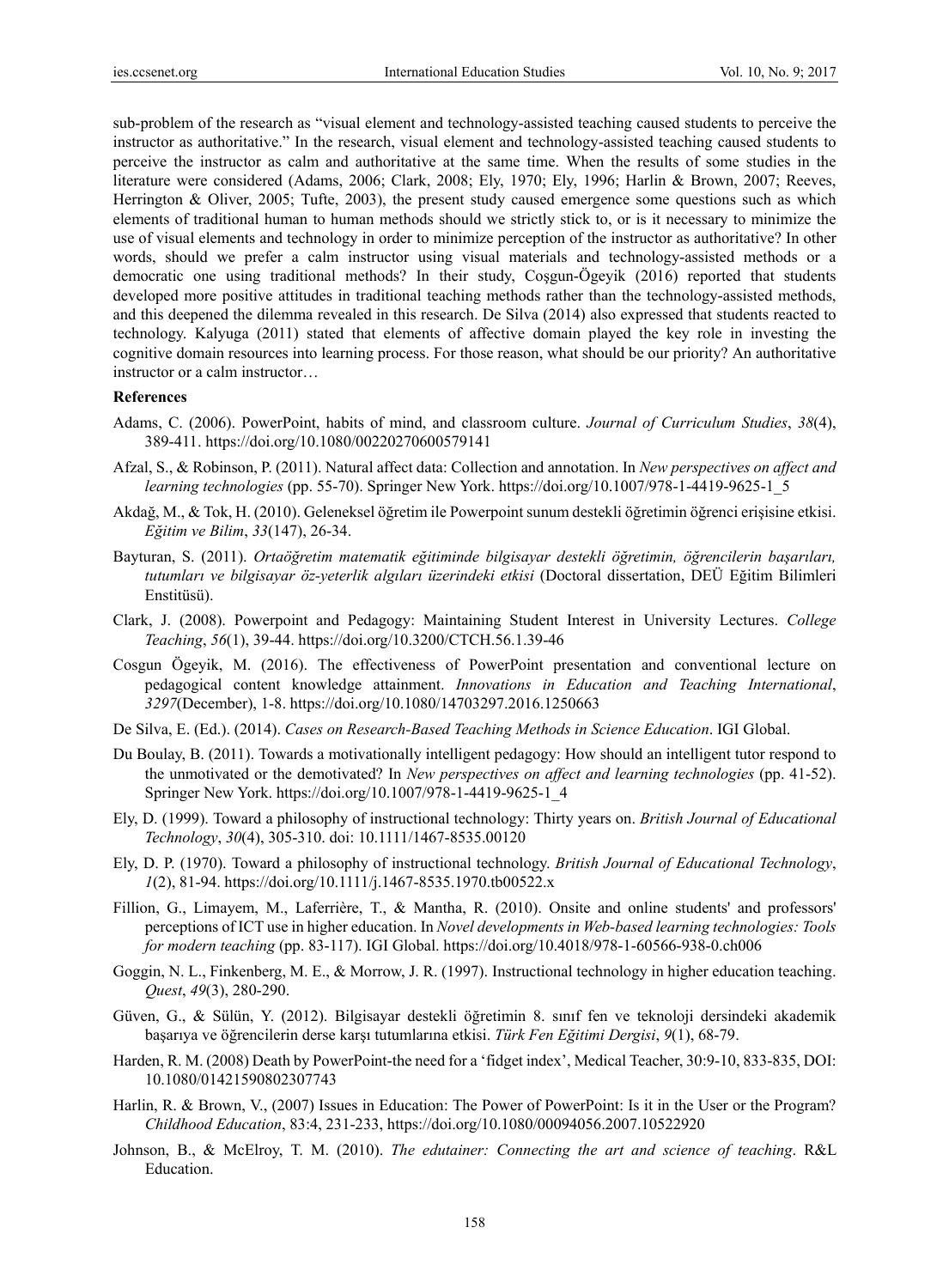sub-problem of the research as "visual element and technology-assisted teaching caused students to perceive the instructor as authoritative." In the research, visual element and technology-assisted teaching caused students to perceive the instructor as calm and authoritative at the same time. When the results of some studies in the literature were considered (Adams, 2006; Clark, 2008; Ely, 1970; Ely, 1996; Harlin & Brown, 2007; Reeves, Herrington & Oliver, 2005; Tufte, 2003), the present study caused emergence some questions such as which elements of traditional human to human methods should we strictly stick to, or is it necessary to minimize the use of visual elements and technology in order to minimize perception of the instructor as authoritative? In other words, should we prefer a calm instructor using visual materials and technology-assisted methods or a democratic one using traditional methods? In their study, Coşgun-Ögeyik (2016) reported that students developed more positive attitudes in traditional teaching methods rather than the technology-assisted methods, and this deepened the dilemma revealed in this research. De Silva (2014) also expressed that students reacted to technology. Kalyuga (2011) stated that elements of affective domain played the key role in investing the cognitive domain resources into learning process. For those reason, what should be our priority? An authoritative instructor or a calm instructor…

**References**

Adams, C. (2006). PowerPoint, habits of mind, and classroom culture. *Journal of Curriculum Studies*, *38*(4), 389-411. https://doi.org/10.1080/00220270600579141

Afzal, S., & Robinson, P. (2011). Natural affect data: Collection and annotation. In *New perspectives on affect and learning technologies* (pp. 55-70). Springer New York. https://doi.org/10.1007/978-1-4419-9625-1_5

Akdağ, M., & Tok, H. (2010). Geleneksel öğretim ile Powerpoint sunum destekli öğretimin öğrenci erişisine etkisi. *Eğitim ve Bilim*, *33*(147), 26-34.

Bayturan, S. (2011). *Ortaöğretim matematik eğitiminde bilgisayar destekli öğretimin, öğrencilerin başarıları, tutumları ve bilgisayar öz-yeterlik algıları üzerindeki etkisi* (Doctoral dissertation, DEÜ Eğitim Bilimleri Enstitüsü).

Clark, J. (2008). Powerpoint and Pedagogy: Maintaining Student Interest in University Lectures. *College Teaching*, *56*(1), 39-44. https://doi.org/10.3200/CTCH.56.1.39-46

Cosgun Ögeyik, M. (2016). The effectiveness of PowerPoint presentation and conventional lecture on pedagogical content knowledge attainment. *Innovations in Education and Teaching International*, *3297*(December), 1-8. https://doi.org/10.1080/14703297.2016.1250663

De Silva, E. (Ed.). (2014). *Cases on Research-Based Teaching Methods in Science Education*. IGI Global.

Du Boulay, B. (2011). Towards a motivationally intelligent pedagogy: How should an intelligent tutor respond to the unmotivated or the demotivated? In *New perspectives on affect and learning technologies* (pp. 41-52). Springer New York. https://doi.org/10.1007/978-1-4419-9625-1_4

Ely, D. (1999). Toward a philosophy of instructional technology: Thirty years on. *British Journal of Educational Technology*, *30*(4), 305-310. doi: 10.1111/1467-8535.00120

Ely, D. P. (1970). Toward a philosophy of instructional technology. *British Journal of Educational Technology*, *1*(2), 81-94. https://doi.org/10.1111/j.1467-8535.1970.tb00522.x

Fillion, G., Limayem, M., Laferrière, T., & Mantha, R. (2010). Onsite and online students' and professors' perceptions of ICT use in higher education. In *Novel developments in Web-based learning technologies: Tools for modern teaching* (pp. 83-117). IGI Global. https://doi.org/10.4018/978-1-60566-938-0.ch006

Goggin, N. L., Finkenberg, M. E., & Morrow, J. R. (1997). Instructional technology in higher education teaching. *Quest*, *49*(3), 280-290.

Güven, G., & Sülün, Y. (2012). Bilgisayar destekli öğretimin 8. sınıf fen ve teknoloji dersindeki akademik başarıya ve öğrencilerin derse karşı tutumlarına etkisi. *Türk Fen Eğitimi Dergisi*, *9*(1), 68-79.

Harden, R. M. (2008) Death by PowerPoint-the need for a 'fidget index', Medical Teacher, 30:9-10, 833-835, DOI: 10.1080/01421590802307743

Harlin, R. & Brown, V., (2007) Issues in Education: The Power of PowerPoint: Is it in the User or the Program? *Childhood Education*, 83:4, 231-233, https://doi.org/10.1080/00094056.2007.10522920

Johnson, B., & McElroy, T. M. (2010). *The edutainer: Connecting the art and science of teaching*. R&L Education.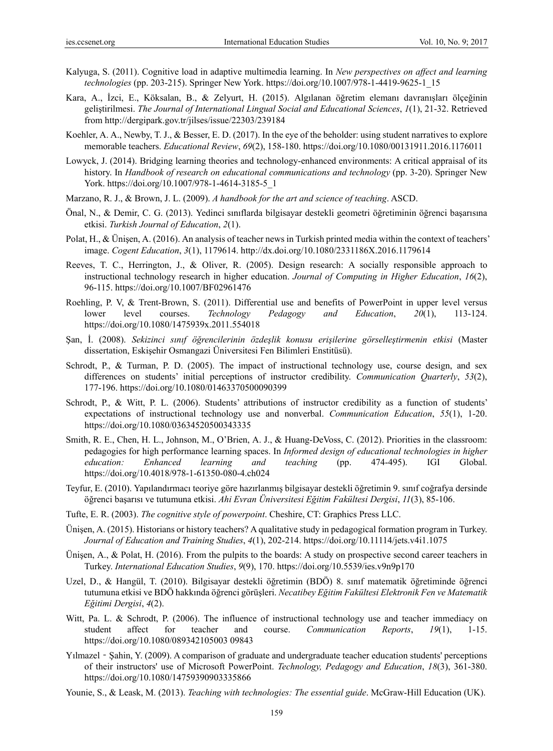Kalyuga, S. (2011). Cognitive load in adaptive multimedia learning. In *New perspectives on affect and learning technologies* (pp. 203-215). Springer New York. https://doi.org/10.1007/978-1-4419-9625-1_15

Kara, A., İzci, E., Köksalan, B., & Zelyurt, H. (2015). Algılanan öğretim elemanı davranışları ölçeğinin geliştirilmesi. *The Journal of International Lingual Social and Educational Sciences*, *1*(1), 21-32. Retrieved from http://dergipark.gov.tr/jilses/issue/22303/239184

Koehler, A. A., Newby, T. J., & Besser, E. D. (2017). In the eye of the beholder: using student narratives to explore memorable teachers. *Educational Review*, *69*(2), 158-180. https://doi.org/10.1080/00131911.2016.1176011

Lowyck, J. (2014). Bridging learning theories and technology-enhanced environments: A critical appraisal of its history. In *Handbook of research on educational communications and technology* (pp. 3-20). Springer New York. https://doi.org/10.1007/978-1-4614-3185-5_1

Marzano, R. J., & Brown, J. L. (2009). *A handbook for the art and science of teaching*. ASCD.

Önal, N., & Demir, C. G. (2013). Yedinci sınıflarda bilgisayar destekli geometri öğretiminin öğrenci başarısına etkisi. *Turkish Journal of Education*, *2*(1).

Polat, H., & Ünişen, A. (2016). An analysis of teacher news in Turkish printed media within the context of teachers' image. *Cogent Education*, *3*(1), 1179614. http://dx.doi.org/10.1080/2331186X.2016.1179614

Reeves, T. C., Herrington, J., & Oliver, R. (2005). Design research: A socially responsible approach to instructional technology research in higher education. *Journal of Computing in Higher Education*, *16*(2), 96-115. https://doi.org/10.1007/BF02961476

Roehling, P. V, & Trent-Brown, S. (2011). Differential use and benefits of PowerPoint in upper level versus lower level courses. *Technology Pedagogy and Education*, *20*(1), 113-124. https://doi.org/10.1080/1475939x.2011.554018

Şan, İ. (2008). *Sekizinci sınıf öğrencilerinin özdeşlik konusu erişilerine görselleştirmenin etkisi* (Master dissertation, Eskişehir Osmangazi Üniversitesi Fen Bilimleri Enstitüsü).

Schrodt, P., & Turman, P. D. (2005). The impact of instructional technology use, course design, and sex differences on students' initial perceptions of instructor credibility. *Communication Quarterly*, *53*(2), 177-196. https://doi.org/10.1080/01463370500090399

Schrodt, P., & Witt, P. L. (2006). Students' attributions of instructor credibility as a function of students' expectations of instructional technology use and nonverbal. *Communication Education*, *55*(1), 1-20. https://doi.org/10.1080/03634520500343335

Smith, R. E., Chen, H. L., Johnson, M., O'Brien, A. J., & Huang-DeVoss, C. (2012). Priorities in the classroom: pedagogies for high performance learning spaces. In *Informed design of educational technologies in higher education: Enhanced learning and teaching* (pp. 474-495). IGI Global. https://doi.org/10.4018/978-1-61350-080-4.ch024

Teyfur, E. (2010). Yapılandırmacı teoriye göre hazırlanmış bilgisayar destekli öğretimin 9. sınıf coğrafya dersinde öğrenci başarısı ve tutumuna etkisi. *Ahi Evran Üniversitesi Eğitim Fakültesi Dergisi*, *11*(3), 85-106.

Tufte, E. R. (2003). *The cognitive style of powerpoint*. Cheshire, CT: Graphics Press LLC.

Ünişen, A. (2015). Historians or history teachers? A qualitative study in pedagogical formation program in Turkey. *Journal of Education and Training Studies*, *4*(1), 202-214. https://doi.org/10.11114/jets.v4i1.1075

Ünişen, A., & Polat, H. (2016). From the pulpits to the boards: A study on prospective second career teachers in Turkey. *International Education Studies*, *9*(9), 170. https://doi.org/10.5539/ies.v9n9p170

Uzel, D., & Hangül, T. (2010). Bilgisayar destekli öğretimin (BDÖ) 8. sınıf matematik öğretiminde öğrenci tutumuna etkisi ve BDÖ hakkında öğrenci görüşleri. *Necatibey Eğitim Fakültesi Elektronik Fen ve Matematik Eğitimi Dergisi*, *4*(2).

Witt, Pa. L. & Schrodt, P. (2006). The influence of instructional technology use and teacher immediacy on student affect for teacher and course. *Communication Reports*, *19*(1), 1-15. https://doi.org/10.1080/089342105003 09843

Yılmazel‐Şahin, Y. (2009). A comparison of graduate and undergraduate teacher education students' perceptions of their instructors' use of Microsoft PowerPoint. *Technology, Pedagogy and Education*, *18*(3), 361-380. https://doi.org/10.1080/14759390903335866

Younie, S., & Leask, M. (2013). *Teaching with technologies: The essential guide*. McGraw-Hill Education (UK).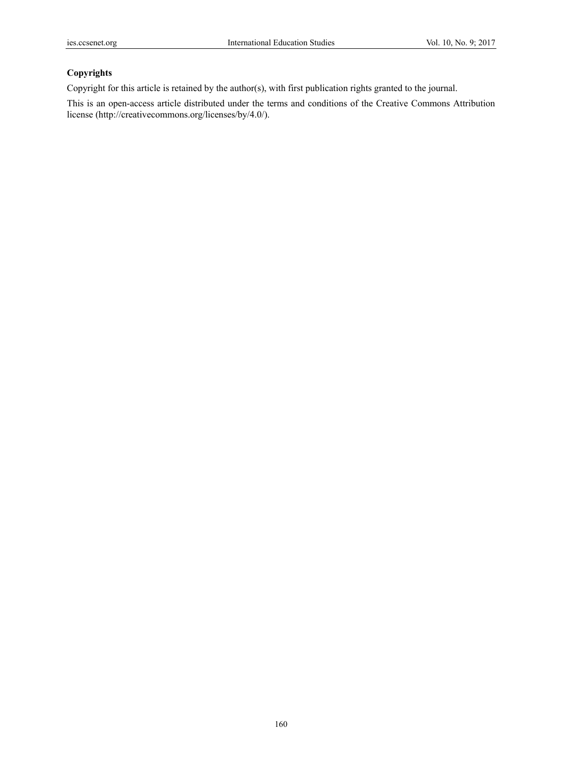**Copyrights**

Copyright for this article is retained by the author(s), with first publication rights granted to the journal.

This is an open-access article distributed under the terms and conditions of the Creative Commons Attribution license (http://creativecommons.org/licenses/by/4.0/).